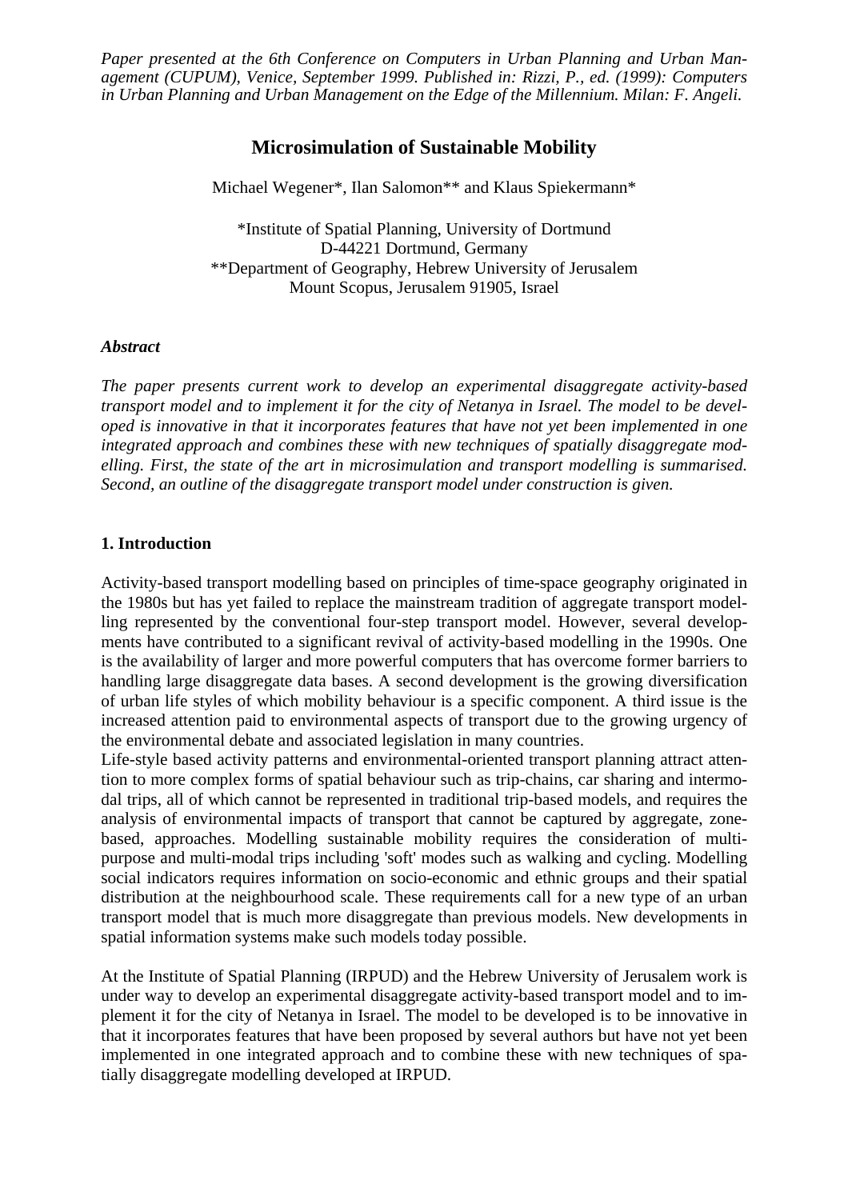*Paper presented at the 6th Conference on Computers in Urban Planning and Urban Management (CUPUM), Venice, September 1999. Published in: Rizzi, P., ed. (1999): Computers in Urban Planning and Urban Management on the Edge of the Millennium. Milan: F. Angeli.*

# Microsimulation of Sustainable Mobility

Michael Wegener*, Ilan Salomon** and Klaus Spiekermann*

*Institute of Spatial Planning, University of Dortmund
D-44221 Dortmund, Germany
**Department of Geography, Hebrew University of Jerusalem
Mount Scopus, Jerusalem 91905, Israel

***Abstract***

*The paper presents current work to develop an experimental disaggregate activity-based transport model and to implement it for the city of Netanya in Israel. The model to be developed is innovative in that it incorporates features that have not yet been implemented in one integrated approach and combines these with new techniques of spatially disaggregate modelling. First, the state of the art in microsimulation and transport modelling is summarised. Second, an outline of the disaggregate transport model under construction is given.*

## 1. Introduction

Activity-based transport modelling based on principles of time-space geography originated in the 1980s but has yet failed to replace the mainstream tradition of aggregate transport modelling represented by the conventional four-step transport model. However, several developments have contributed to a significant revival of activity-based modelling in the 1990s. One is the availability of larger and more powerful computers that has overcome former barriers to handling large disaggregate data bases. A second development is the growing diversification of urban life styles of which mobility behaviour is a specific component. A third issue is the increased attention paid to environmental aspects of transport due to the growing urgency of the environmental debate and associated legislation in many countries.
Life-style based activity patterns and environmental-oriented transport planning attract attention to more complex forms of spatial behaviour such as trip-chains, car sharing and intermodal trips, all of which cannot be represented in traditional trip-based models, and requires the analysis of environmental impacts of transport that cannot be captured by aggregate, zone-based, approaches. Modelling sustainable mobility requires the consideration of multi-purpose and multi-modal trips including 'soft' modes such as walking and cycling. Modelling social indicators requires information on socio-economic and ethnic groups and their spatial distribution at the neighbourhood scale. These requirements call for a new type of an urban transport model that is much more disaggregate than previous models. New developments in spatial information systems make such models today possible.

At the Institute of Spatial Planning (IRPUD) and the Hebrew University of Jerusalem work is under way to develop an experimental disaggregate activity-based transport model and to implement it for the city of Netanya in Israel. The model to be developed is to be innovative in that it incorporates features that have been proposed by several authors but have not yet been implemented in one integrated approach and to combine these with new techniques of spatially disaggregate modelling developed at IRPUD.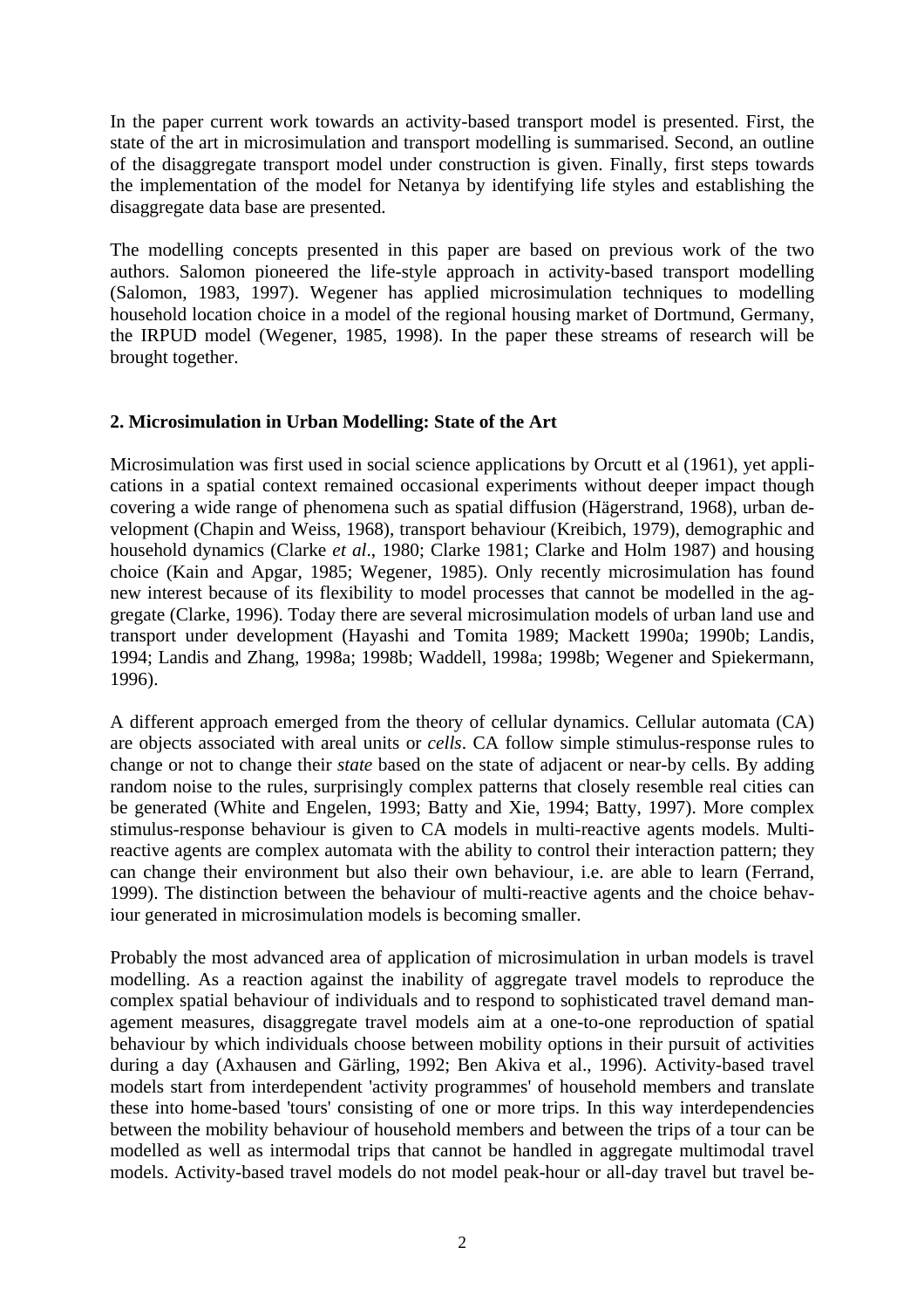In the paper current work towards an activity-based transport model is presented. First, the state of the art in microsimulation and transport modelling is summarised. Second, an outline of the disaggregate transport model under construction is given. Finally, first steps towards the implementation of the model for Netanya by identifying life styles and establishing the disaggregate data base are presented.

The modelling concepts presented in this paper are based on previous work of the two authors. Salomon pioneered the life-style approach in activity-based transport modelling (Salomon, 1983, 1997). Wegener has applied microsimulation techniques to modelling household location choice in a model of the regional housing market of Dortmund, Germany, the IRPUD model (Wegener, 1985, 1998). In the paper these streams of research will be brought together.

## 2. Microsimulation in Urban Modelling: State of the Art

Microsimulation was first used in social science applications by Orcutt et al (1961), yet applications in a spatial context remained occasional experiments without deeper impact though covering a wide range of phenomena such as spatial diffusion (Hägerstrand, 1968), urban development (Chapin and Weiss, 1968), transport behaviour (Kreibich, 1979), demographic and household dynamics (Clarke *et al*., 1980; Clarke 1981; Clarke and Holm 1987) and housing choice (Kain and Apgar, 1985; Wegener, 1985). Only recently microsimulation has found new interest because of its flexibility to model processes that cannot be modelled in the aggregate (Clarke, 1996). Today there are several microsimulation models of urban land use and transport under development (Hayashi and Tomita 1989; Mackett 1990a; 1990b; Landis, 1994; Landis and Zhang, 1998a; 1998b; Waddell, 1998a; 1998b; Wegener and Spiekermann, 1996).

A different approach emerged from the theory of cellular dynamics. Cellular automata (CA) are objects associated with areal units or *cells*. CA follow simple stimulus-response rules to change or not to change their *state* based on the state of adjacent or near-by cells. By adding random noise to the rules, surprisingly complex patterns that closely resemble real cities can be generated (White and Engelen, 1993; Batty and Xie, 1994; Batty, 1997). More complex stimulus-response behaviour is given to CA models in multi-reactive agents models. Multi-reactive agents are complex automata with the ability to control their interaction pattern; they can change their environment but also their own behaviour, i.e. are able to learn (Ferrand, 1999). The distinction between the behaviour of multi-reactive agents and the choice behaviour generated in microsimulation models is becoming smaller.

Probably the most advanced area of application of microsimulation in urban models is travel modelling. As a reaction against the inability of aggregate travel models to reproduce the complex spatial behaviour of individuals and to respond to sophisticated travel demand management measures, disaggregate travel models aim at a one-to-one reproduction of spatial behaviour by which individuals choose between mobility options in their pursuit of activities during a day (Axhausen and Gärling, 1992; Ben Akiva et al., 1996). Activity-based travel models start from interdependent 'activity programmes' of household members and translate these into home-based 'tours' consisting of one or more trips. In this way interdependencies between the mobility behaviour of household members and between the trips of a tour can be modelled as well as intermodal trips that cannot be handled in aggregate multimodal travel models. Activity-based travel models do not model peak-hour or all-day travel but travel be-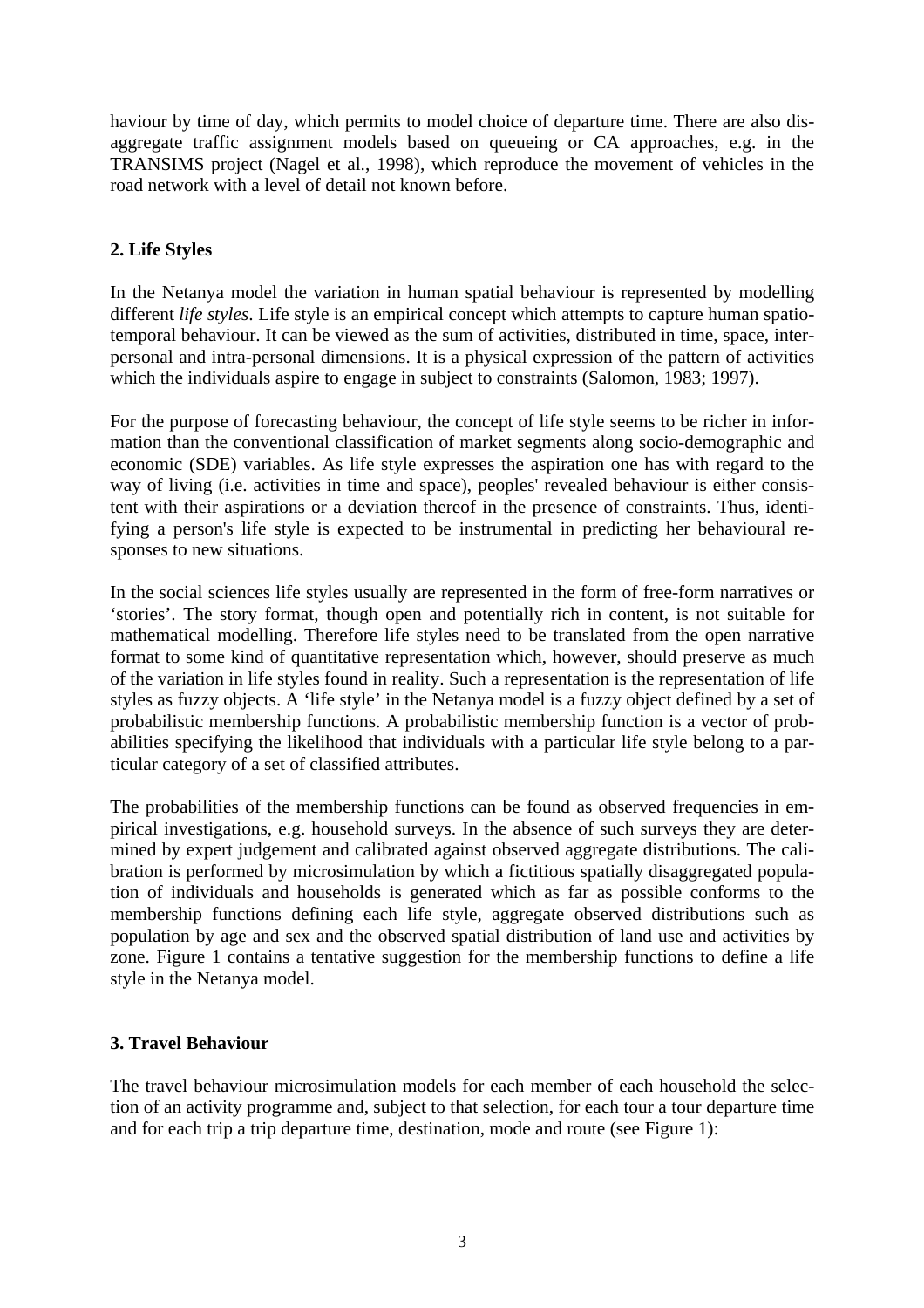haviour by time of day, which permits to model choice of departure time. There are also disaggregate traffic assignment models based on queueing or CA approaches, e.g. in the TRANSIMS project (Nagel et al., 1998), which reproduce the movement of vehicles in the road network with a level of detail not known before.

## 2. Life Styles

In the Netanya model the variation in human spatial behaviour is represented by modelling different *life styles*. Life style is an empirical concept which attempts to capture human spatio-temporal behaviour. It can be viewed as the sum of activities, distributed in time, space, inter-personal and intra-personal dimensions. It is a physical expression of the pattern of activities which the individuals aspire to engage in subject to constraints (Salomon, 1983; 1997).

For the purpose of forecasting behaviour, the concept of life style seems to be richer in information than the conventional classification of market segments along socio-demographic and economic (SDE) variables. As life style expresses the aspiration one has with regard to the way of living (i.e. activities in time and space), peoples' revealed behaviour is either consistent with their aspirations or a deviation thereof in the presence of constraints. Thus, identifying a person's life style is expected to be instrumental in predicting her behavioural responses to new situations.

In the social sciences life styles usually are represented in the form of free-form narratives or 'stories'. The story format, though open and potentially rich in content, is not suitable for mathematical modelling. Therefore life styles need to be translated from the open narrative format to some kind of quantitative representation which, however, should preserve as much of the variation in life styles found in reality. Such a representation is the representation of life styles as fuzzy objects. A 'life style' in the Netanya model is a fuzzy object defined by a set of probabilistic membership functions. A probabilistic membership function is a vector of probabilities specifying the likelihood that individuals with a particular life style belong to a particular category of a set of classified attributes.

The probabilities of the membership functions can be found as observed frequencies in empirical investigations, e.g. household surveys. In the absence of such surveys they are determined by expert judgement and calibrated against observed aggregate distributions. The calibration is performed by microsimulation by which a fictitious spatially disaggregated population of individuals and households is generated which as far as possible conforms to the membership functions defining each life style, aggregate observed distributions such as population by age and sex and the observed spatial distribution of land use and activities by zone. Figure 1 contains a tentative suggestion for the membership functions to define a life style in the Netanya model.

## 3. Travel Behaviour

The travel behaviour microsimulation models for each member of each household the selection of an activity programme and, subject to that selection, for each tour a tour departure time and for each trip a trip departure time, destination, mode and route (see Figure 1):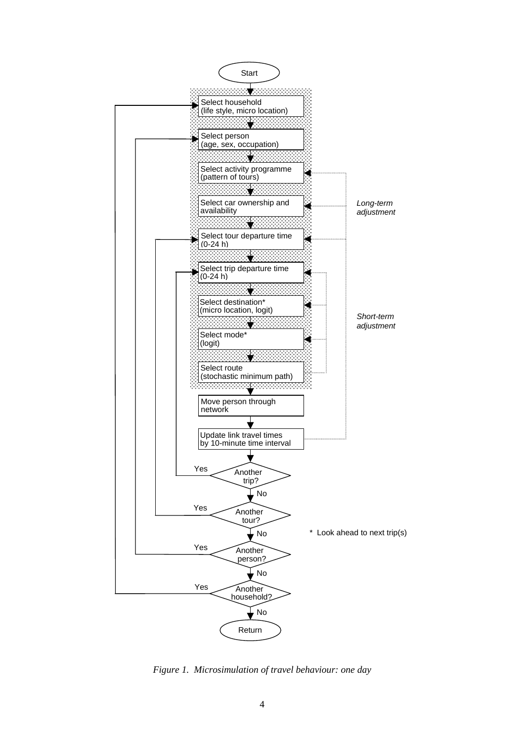Start

- Select household (life style, micro location)
- Select person (age, sex, occupation)
- Select activity programme (pattern of tours)
- Select car ownership and availability
- Select tour departure time (0-24 h)
- Select trip departure time (0-24 h)
- Select destination* (micro location, logit)
- Select mode* (logit)
- Select route (stochastic minimum path)
- Move person through network
- Update link travel times by 10-minute time interval

*Long-term adjustment*

*Short-term adjustment*

- Another trip? Yes / No
- Another tour? Yes / No
- Another person? Yes / No
- Another household? Yes / No

Return

\* Look ahead to next trip(s)

*Figure 1. Microsimulation of travel behaviour: one day*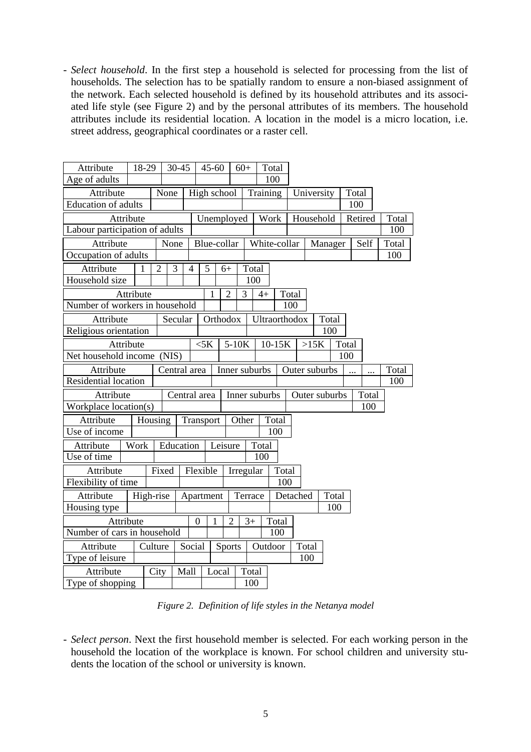- *Select household*. In the first step a household is selected for processing from the list of households. The selection has to be spatially random to ensure a non-biased assignment of the network. Each selected household is defined by its household attributes and its associated life style (see Figure 2) and by the personal attributes of its members. The household attributes include its residential location. A location in the model is a micro location, i.e. street address, geographical coordinates or a raster cell.

| Attribute | 18-29 | 30-45 | 45-60 | 60+ | Total |
|---|---|---|---|---|---|
| Age of adults | | | | | 100 |

| Attribute | None | High school | Training | University | Total |
|---|---|---|---|---|---|
| Education of adults | | | | | 100 |

| Attribute | Unemployed | Work | Household | Retired | Total |
|---|---|---|---|---|---|
| Labour participation of adults | | | | | 100 |

| Attribute | None | Blue-collar | White-collar | Manager | Self | Total |
|---|---|---|---|---|---|---|
| Occupation of adults | | | | | | 100 |

| Attribute | 1 | 2 | 3 | 4 | 5 | 6+ | Total |
|---|---|---|---|---|---|---|---|
| Household size | | | | | | | 100 |

| Attribute | 1 | 2 | 3 | 4+ | Total |
|---|---|---|---|---|---|
| Number of workers in household | | | | | 100 |

| Attribute | Secular | Orthodox | Ultraorthodox | Total |
|---|---|---|---|---|
| Religious orientation | | | | 100 |

| Attribute | <5K | 5-10K | 10-15K | >15K | Total |
|---|---|---|---|---|---|
| Net household income (NIS) | | | | | 100 |

| Attribute | Central area | Inner suburbs | Outer suburbs | ... | ... | Total |
|---|---|---|---|---|---|---|
| Residential location | | | | | | 100 |

| Attribute | Central area | Inner suburbs | Outer suburbs | Total |
|---|---|---|---|---|
| Workplace location(s) | | | | 100 |

| Attribute | Housing | Transport | Other | Total |
|---|---|---|---|---|
| Use of income | | | | 100 |

| Attribute | Work | Education | Leisure | Total |
|---|---|---|---|---|
| Use of time | | | | 100 |

| Attribute | Fixed | Flexible | Irregular | Total |
|---|---|---|---|---|
| Flexibility of time | | | | 100 |

| Attribute | High-rise | Apartment | Terrace | Detached | Total |
|---|---|---|---|---|---|
| Housing type | | | | | 100 |

| Attribute | 0 | 1 | 2 | 3+ | Total |
|---|---|---|---|---|---|
| Number of cars in household | | | | | 100 |

| Attribute | Culture | Social | Sports | Outdoor | Total |
|---|---|---|---|---|---|
| Type of leisure | | | | | 100 |

| Attribute | City | Mall | Local | Total |
|---|---|---|---|---|
| Type of shopping | | | | 100 |

*Figure 2. Definition of life styles in the Netanya model*

- *Select person*. Next the first household member is selected. For each working person in the household the location of the workplace is known. For school children and university students the location of the school or university is known.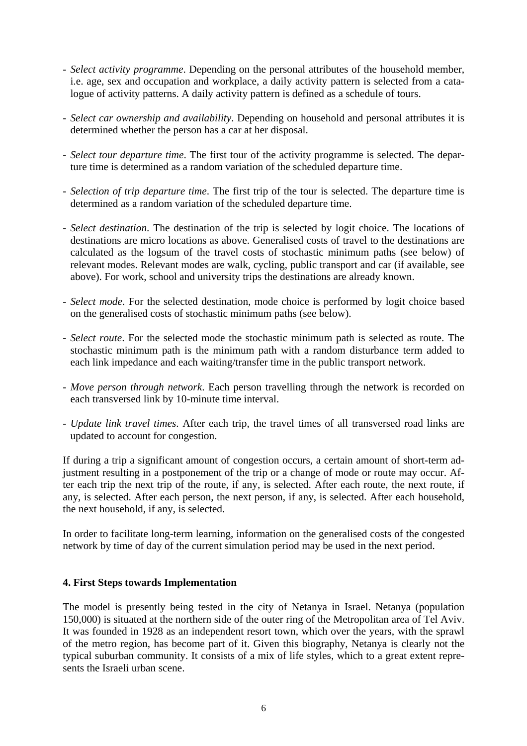- *Select activity programme*. Depending on the personal attributes of the household member, i.e. age, sex and occupation and workplace, a daily activity pattern is selected from a catalogue of activity patterns. A daily activity pattern is defined as a schedule of tours.

- *Select car ownership and availability*. Depending on household and personal attributes it is determined whether the person has a car at her disposal.

- *Select tour departure time*. The first tour of the activity programme is selected. The departure time is determined as a random variation of the scheduled departure time.

- *Selection of trip departure time*. The first trip of the tour is selected. The departure time is determined as a random variation of the scheduled departure time.

- *Select destination*. The destination of the trip is selected by logit choice. The locations of destinations are micro locations as above. Generalised costs of travel to the destinations are calculated as the logsum of the travel costs of stochastic minimum paths (see below) of relevant modes. Relevant modes are walk, cycling, public transport and car (if available, see above). For work, school and university trips the destinations are already known.

- *Select mode*. For the selected destination, mode choice is performed by logit choice based on the generalised costs of stochastic minimum paths (see below).

- *Select route*. For the selected mode the stochastic minimum path is selected as route. The stochastic minimum path is the minimum path with a random disturbance term added to each link impedance and each waiting/transfer time in the public transport network.

- *Move person through network*. Each person travelling through the network is recorded on each transversed link by 10-minute time interval.

- *Update link travel times*. After each trip, the travel times of all transversed road links are updated to account for congestion.

If during a trip a significant amount of congestion occurs, a certain amount of short-term adjustment resulting in a postponement of the trip or a change of mode or route may occur. After each trip the next trip of the route, if any, is selected. After each route, the next route, if any, is selected. After each person, the next person, if any, is selected. After each household, the next household, if any, is selected.

In order to facilitate long-term learning, information on the generalised costs of the congested network by time of day of the current simulation period may be used in the next period.

## 4. First Steps towards Implementation

The model is presently being tested in the city of Netanya in Israel. Netanya (population 150,000) is situated at the northern side of the outer ring of the Metropolitan area of Tel Aviv. It was founded in 1928 as an independent resort town, which over the years, with the sprawl of the metro region, has become part of it. Given this biography, Netanya is clearly not the typical suburban community. It consists of a mix of life styles, which to a great extent represents the Israeli urban scene.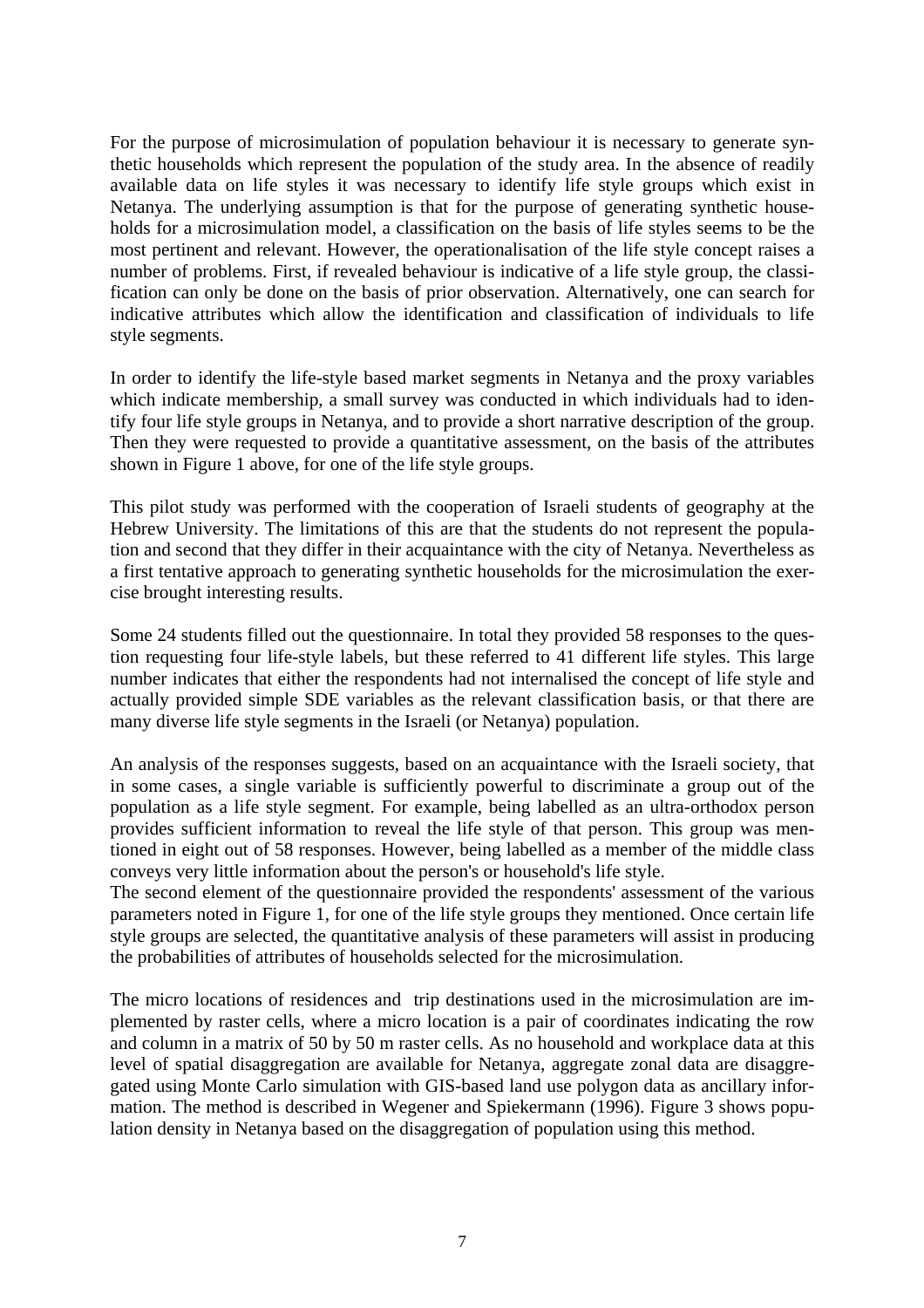For the purpose of microsimulation of population behaviour it is necessary to generate synthetic households which represent the population of the study area. In the absence of readily available data on life styles it was necessary to identify life style groups which exist in Netanya. The underlying assumption is that for the purpose of generating synthetic households for a microsimulation model, a classification on the basis of life styles seems to be the most pertinent and relevant. However, the operationalisation of the life style concept raises a number of problems. First, if revealed behaviour is indicative of a life style group, the classification can only be done on the basis of prior observation. Alternatively, one can search for indicative attributes which allow the identification and classification of individuals to life style segments.

In order to identify the life-style based market segments in Netanya and the proxy variables which indicate membership, a small survey was conducted in which individuals had to identify four life style groups in Netanya, and to provide a short narrative description of the group. Then they were requested to provide a quantitative assessment, on the basis of the attributes shown in Figure 1 above, for one of the life style groups.

This pilot study was performed with the cooperation of Israeli students of geography at the Hebrew University. The limitations of this are that the students do not represent the population and second that they differ in their acquaintance with the city of Netanya. Nevertheless as a first tentative approach to generating synthetic households for the microsimulation the exercise brought interesting results.

Some 24 students filled out the questionnaire. In total they provided 58 responses to the question requesting four life-style labels, but these referred to 41 different life styles. This large number indicates that either the respondents had not internalised the concept of life style and actually provided simple SDE variables as the relevant classification basis, or that there are many diverse life style segments in the Israeli (or Netanya) population.

An analysis of the responses suggests, based on an acquaintance with the Israeli society, that in some cases, a single variable is sufficiently powerful to discriminate a group out of the population as a life style segment. For example, being labelled as an ultra-orthodox person provides sufficient information to reveal the life style of that person. This group was mentioned in eight out of 58 responses. However, being labelled as a member of the middle class conveys very little information about the person's or household's life style.

The second element of the questionnaire provided the respondents' assessment of the various parameters noted in Figure 1, for one of the life style groups they mentioned. Once certain life style groups are selected, the quantitative analysis of these parameters will assist in producing the probabilities of attributes of households selected for the microsimulation.

The micro locations of residences and trip destinations used in the microsimulation are implemented by raster cells, where a micro location is a pair of coordinates indicating the row and column in a matrix of 50 by 50 m raster cells. As no household and workplace data at this level of spatial disaggregation are available for Netanya, aggregate zonal data are disaggregated using Monte Carlo simulation with GIS-based land use polygon data as ancillary information. The method is described in Wegener and Spiekermann (1996). Figure 3 shows population density in Netanya based on the disaggregation of population using this method.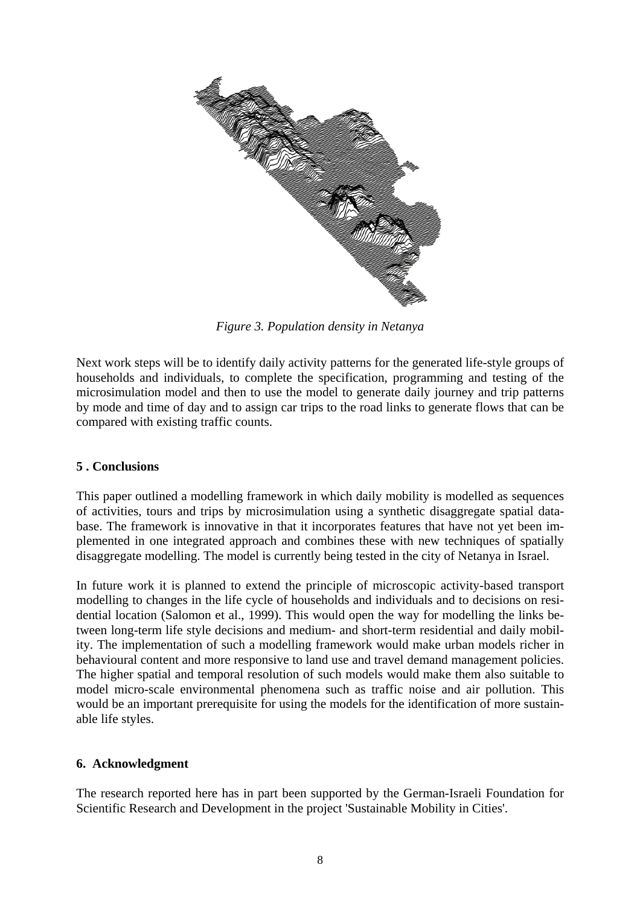*Figure 3. Population density in Netanya*

Next work steps will be to identify daily activity patterns for the generated life-style groups of households and individuals, to complete the specification, programming and testing of the microsimulation model and then to use the model to generate daily journey and trip patterns by mode and time of day and to assign car trips to the road links to generate flows that can be compared with existing traffic counts.

## 5 . Conclusions

This paper outlined a modelling framework in which daily mobility is modelled as sequences of activities, tours and trips by microsimulation using a synthetic disaggregate spatial database. The framework is innovative in that it incorporates features that have not yet been implemented in one integrated approach and combines these with new techniques of spatially disaggregate modelling. The model is currently being tested in the city of Netanya in Israel.

In future work it is planned to extend the principle of microscopic activity-based transport modelling to changes in the life cycle of households and individuals and to decisions on residential location (Salomon et al., 1999). This would open the way for modelling the links between long-term life style decisions and medium- and short-term residential and daily mobility. The implementation of such a modelling framework would make urban models richer in behavioural content and more responsive to land use and travel demand management policies. The higher spatial and temporal resolution of such models would make them also suitable to model micro-scale environmental phenomena such as traffic noise and air pollution. This would be an important prerequisite for using the models for the identification of more sustainable life styles.

## 6. Acknowledgment

The research reported here has in part been supported by the German-Israeli Foundation for Scientific Research and Development in the project 'Sustainable Mobility in Cities'.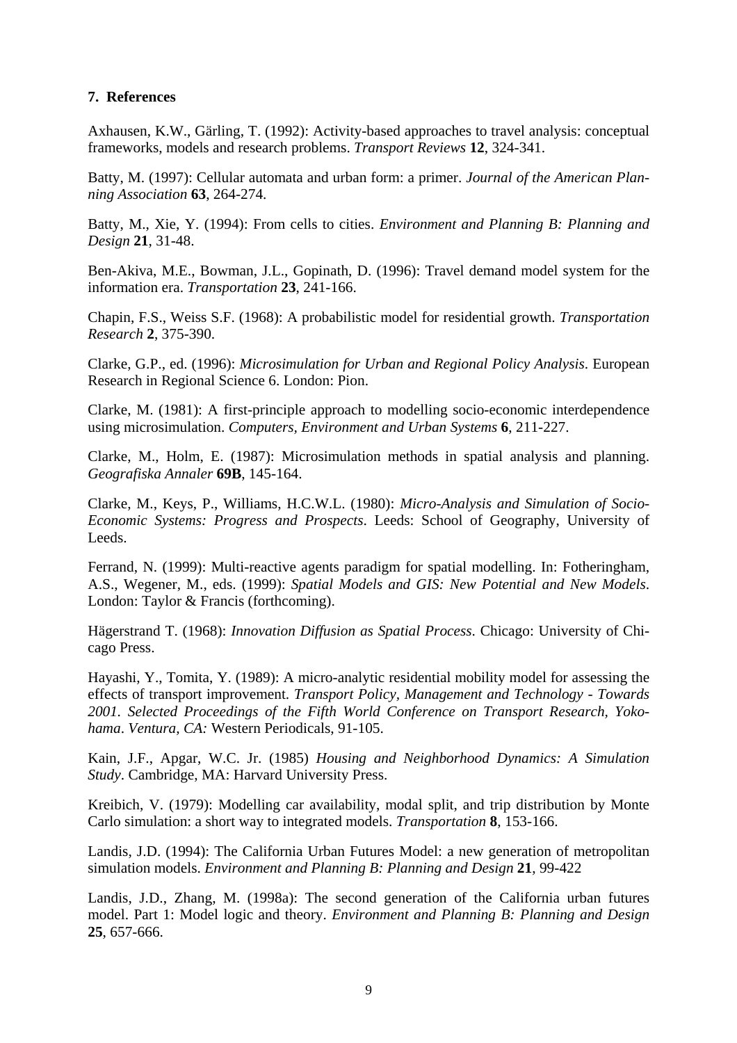## 7. References

Axhausen, K.W., Gärling, T. (1992): Activity-based approaches to travel analysis: conceptual frameworks, models and research problems. *Transport Reviews* **12**, 324-341.

Batty, M. (1997): Cellular automata and urban form: a primer. *Journal of the American Planning Association* **63**, 264-274.

Batty, M., Xie, Y. (1994): From cells to cities. *Environment and Planning B: Planning and Design* **21**, 31-48.

Ben-Akiva, M.E., Bowman, J.L., Gopinath, D. (1996): Travel demand model system for the information era. *Transportation* **23**, 241-166.

Chapin, F.S., Weiss S.F. (1968): A probabilistic model for residential growth. *Transportation Research* **2**, 375-390.

Clarke, G.P., ed. (1996): *Microsimulation for Urban and Regional Policy Analysis*. European Research in Regional Science 6. London: Pion.

Clarke, M. (1981): A first-principle approach to modelling socio-economic interdependence using microsimulation. *Computers, Environment and Urban Systems* **6**, 211-227.

Clarke, M., Holm, E. (1987): Microsimulation methods in spatial analysis and planning. *Geografiska Annaler* **69B**, 145-164.

Clarke, M., Keys, P., Williams, H.C.W.L. (1980): *Micro-Analysis and Simulation of Socio-Economic Systems: Progress and Prospects*. Leeds: School of Geography, University of Leeds.

Ferrand, N. (1999): Multi-reactive agents paradigm for spatial modelling. In: Fotheringham, A.S., Wegener, M., eds. (1999): *Spatial Models and GIS: New Potential and New Models*. London: Taylor & Francis (forthcoming).

Hägerstrand T. (1968): *Innovation Diffusion as Spatial Process*. Chicago: University of Chicago Press.

Hayashi, Y., Tomita, Y. (1989): A micro-analytic residential mobility model for assessing the effects of transport improvement. *Transport Policy, Management and Technology - Towards 2001. Selected Proceedings of the Fifth World Conference on Transport Research, Yokohama*. *Ventura, CA:* Western Periodicals, 91-105.

Kain, J.F., Apgar, W.C. Jr. (1985) *Housing and Neighborhood Dynamics: A Simulation Study*. Cambridge, MA: Harvard University Press.

Kreibich, V. (1979): Modelling car availability, modal split, and trip distribution by Monte Carlo simulation: a short way to integrated models. *Transportation* **8**, 153-166.

Landis, J.D. (1994): The California Urban Futures Model: a new generation of metropolitan simulation models. *Environment and Planning B: Planning and Design* **21**, 99-422

Landis, J.D., Zhang, M. (1998a): The second generation of the California urban futures model. Part 1: Model logic and theory. *Environment and Planning B: Planning and Design* **25**, 657-666.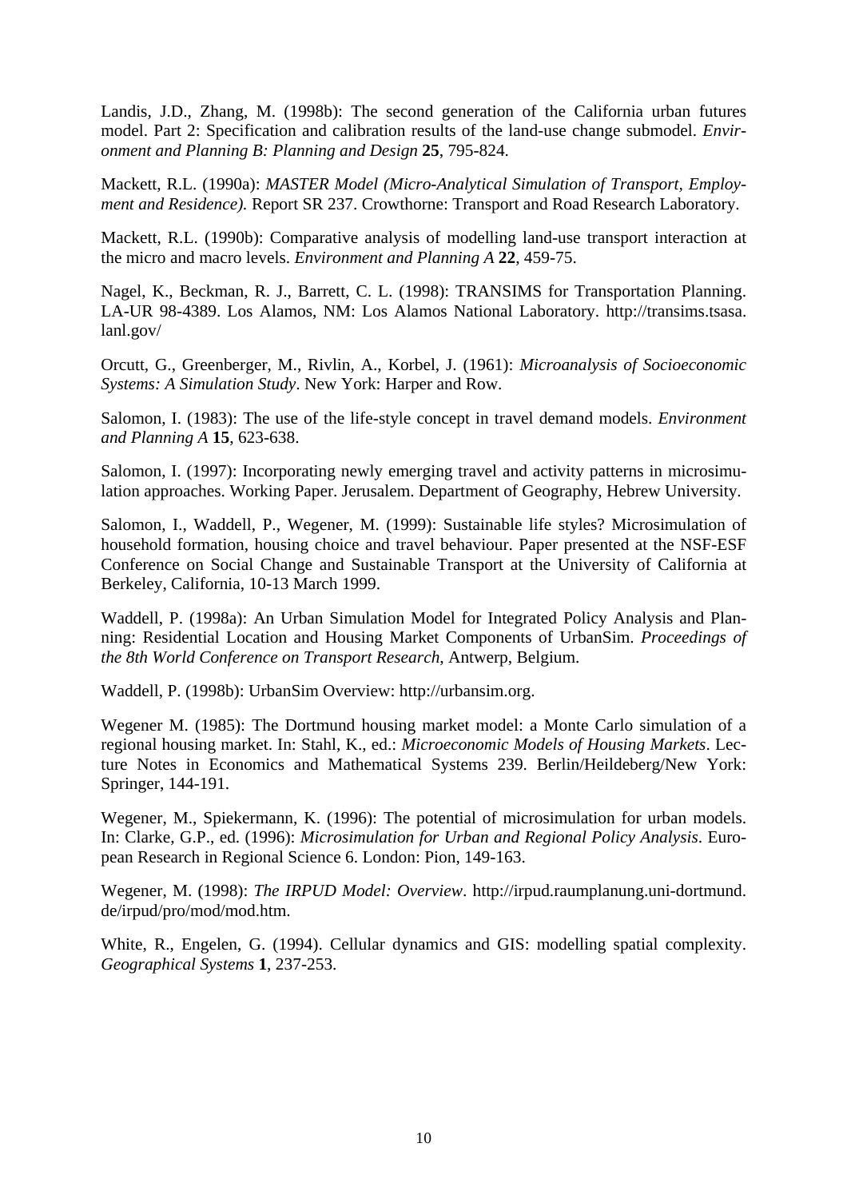Landis, J.D., Zhang, M. (1998b): The second generation of the California urban futures model. Part 2: Specification and calibration results of the land-use change submodel. *Environment and Planning B: Planning and Design* **25**, 795-824.

Mackett, R.L. (1990a): *MASTER Model (Micro-Analytical Simulation of Transport, Employment and Residence).* Report SR 237. Crowthorne: Transport and Road Research Laboratory.

Mackett, R.L. (1990b): Comparative analysis of modelling land-use transport interaction at the micro and macro levels. *Environment and Planning A* **22**, 459-75.

Nagel, K., Beckman, R. J., Barrett, C. L. (1998): TRANSIMS for Transportation Planning. LA-UR 98-4389. Los Alamos, NM: Los Alamos National Laboratory. http://transims.tsasa.lanl.gov/

Orcutt, G., Greenberger, M., Rivlin, A., Korbel, J. (1961): *Microanalysis of Socioeconomic Systems: A Simulation Study*. New York: Harper and Row.

Salomon, I. (1983): The use of the life-style concept in travel demand models. *Environment and Planning A* **15**, 623-638.

Salomon, I. (1997): Incorporating newly emerging travel and activity patterns in microsimulation approaches. Working Paper. Jerusalem. Department of Geography, Hebrew University.

Salomon, I., Waddell, P., Wegener, M. (1999): Sustainable life styles? Microsimulation of household formation, housing choice and travel behaviour. Paper presented at the NSF-ESF Conference on Social Change and Sustainable Transport at the University of California at Berkeley, California, 10-13 March 1999.

Waddell, P. (1998a): An Urban Simulation Model for Integrated Policy Analysis and Planning: Residential Location and Housing Market Components of UrbanSim. *Proceedings of the 8th World Conference on Transport Research*, Antwerp, Belgium.

Waddell, P. (1998b): UrbanSim Overview: http://urbansim.org.

Wegener M. (1985): The Dortmund housing market model: a Monte Carlo simulation of a regional housing market. In: Stahl, K., ed.: *Microeconomic Models of Housing Markets*. Lecture Notes in Economics and Mathematical Systems 239. Berlin/Heildeberg/New York: Springer, 144-191.

Wegener, M., Spiekermann, K. (1996): The potential of microsimulation for urban models. In: Clarke, G.P., ed. (1996): *Microsimulation for Urban and Regional Policy Analysis*. European Research in Regional Science 6. London: Pion, 149-163.

Wegener, M. (1998): *The IRPUD Model: Overview*. http://irpud.raumplanung.uni-dortmund.de/irpud/pro/mod/mod.htm.

White, R., Engelen, G. (1994). Cellular dynamics and GIS: modelling spatial complexity. *Geographical Systems* **1**, 237-253.